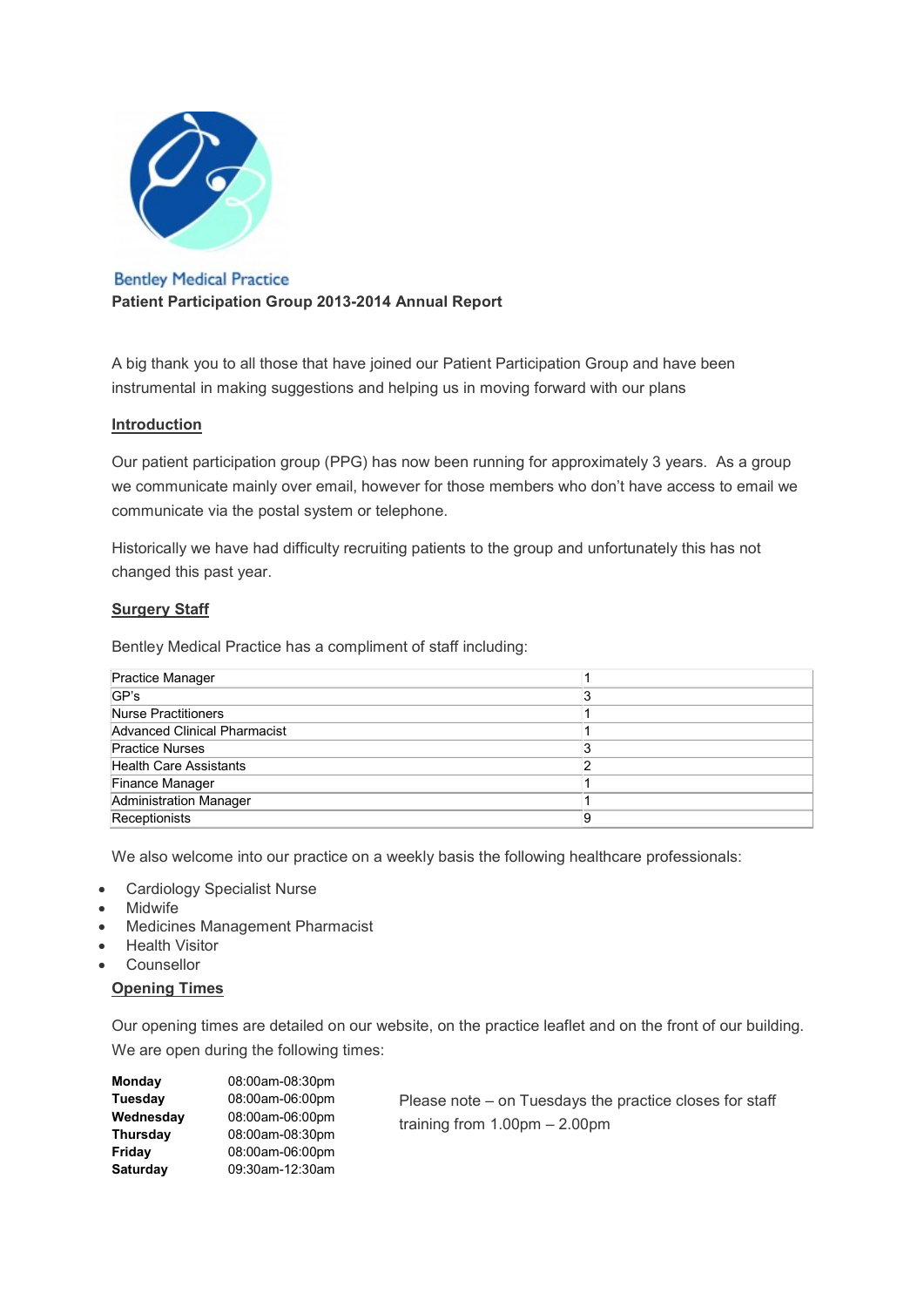Bentley Medical Practice

**Patient Participation Group 2013-2014 Annual Report**

A big thank you to all those that have joined our Patient Participation Group and have been instrumental in making suggestions and helping us in moving forward with our plans

## Introduction

Our patient participation group (PPG) has now been running for approximately 3 years. As a group we communicate mainly over email, however for those members who don't have access to email we communicate via the postal system or telephone.

Historically we have had difficulty recruiting patients to the group and unfortunately this has not changed this past year.

## Surgery Staff

Bentley Medical Practice has a compliment of staff including:

| | |
|---|---|
| Practice Manager | 1 |
| GP's | 3 |
| Nurse Practitioners | 1 |
| Advanced Clinical Pharmacist | 1 |
| Practice Nurses | 3 |
| Health Care Assistants | 2 |
| Finance Manager | 1 |
| Administration Manager | 1 |
| Receptionists | 9 |

We also welcome into our practice on a weekly basis the following healthcare professionals:

- Cardiology Specialist Nurse
- Midwife
- Medicines Management Pharmacist
- Health Visitor
- Counsellor

## Opening Times

Our opening times are detailed on our website, on the practice leaflet and on the front of our building. We are open during the following times:

| | |
|---|---|
| **Monday** | 08:00am-08:30pm |
| **Tuesday** | 08:00am-06:00pm |
| **Wednesday** | 08:00am-06:00pm |
| **Thursday** | 08:00am-08:30pm |
| **Friday** | 08:00am-06:00pm |
| **Saturday** | 09:30am-12:30am |

Please note – on Tuesdays the practice closes for staff training from 1.00pm – 2.00pm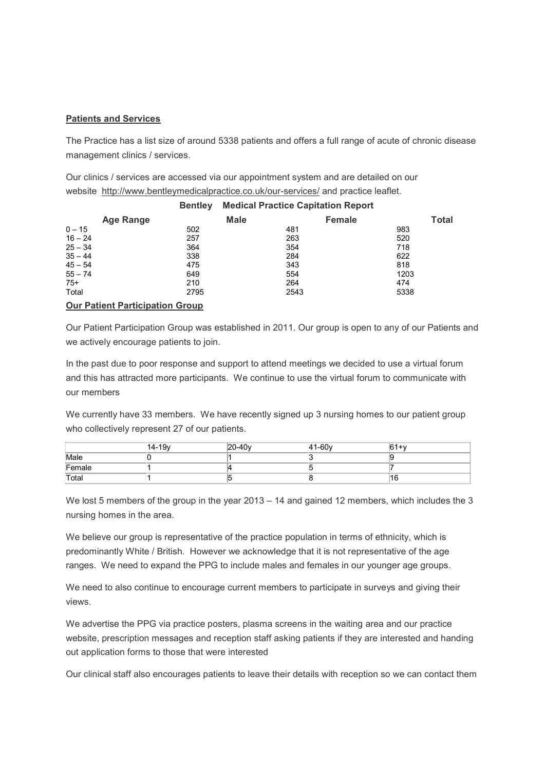**Patients and Services**

The Practice has a list size of around 5338 patients and offers a full range of acute of chronic disease management clinics / services.

Our clinics / services are accessed via our appointment system and are detailed on our website http://www.bentleymedicalpractice.co.uk/our-services/ and practice leaflet.

**Bentley Medical Practice Capitation Report**

| Age Range | Male | Female | Total |
|---|---|---|---|
| 0 – 15 | 502 | 481 | 983 |
| 16 – 24 | 257 | 263 | 520 |
| 25 – 34 | 364 | 354 | 718 |
| 35 – 44 | 338 | 284 | 622 |
| 45 – 54 | 475 | 343 | 818 |
| 55 – 74 | 649 | 554 | 1203 |
| 75+ | 210 | 264 | 474 |
| Total | 2795 | 2543 | 5338 |

**Our Patient Participation Group**

Our Patient Participation Group was established in 2011. Our group is open to any of our Patients and we actively encourage patients to join.

In the past due to poor response and support to attend meetings we decided to use a virtual forum and this has attracted more participants. We continue to use the virtual forum to communicate with our members

We currently have 33 members. We have recently signed up 3 nursing homes to our patient group who collectively represent 27 of our patients.

| | 14-19y | 20-40y | 41-60y | 61+y |
|---|---|---|---|---|
| Male | 0 | 1 | 3 | 9 |
| Female | 1 | 4 | 5 | 7 |
| Total | 1 | 5 | 8 | 16 |

We lost 5 members of the group in the year 2013 – 14 and gained 12 members, which includes the 3 nursing homes in the area.

We believe our group is representative of the practice population in terms of ethnicity, which is predominantly White / British. However we acknowledge that it is not representative of the age ranges. We need to expand the PPG to include males and females in our younger age groups.

We need to also continue to encourage current members to participate in surveys and giving their views.

We advertise the PPG via practice posters, plasma screens in the waiting area and our practice website, prescription messages and reception staff asking patients if they are interested and handing out application forms to those that were interested

Our clinical staff also encourages patients to leave their details with reception so we can contact them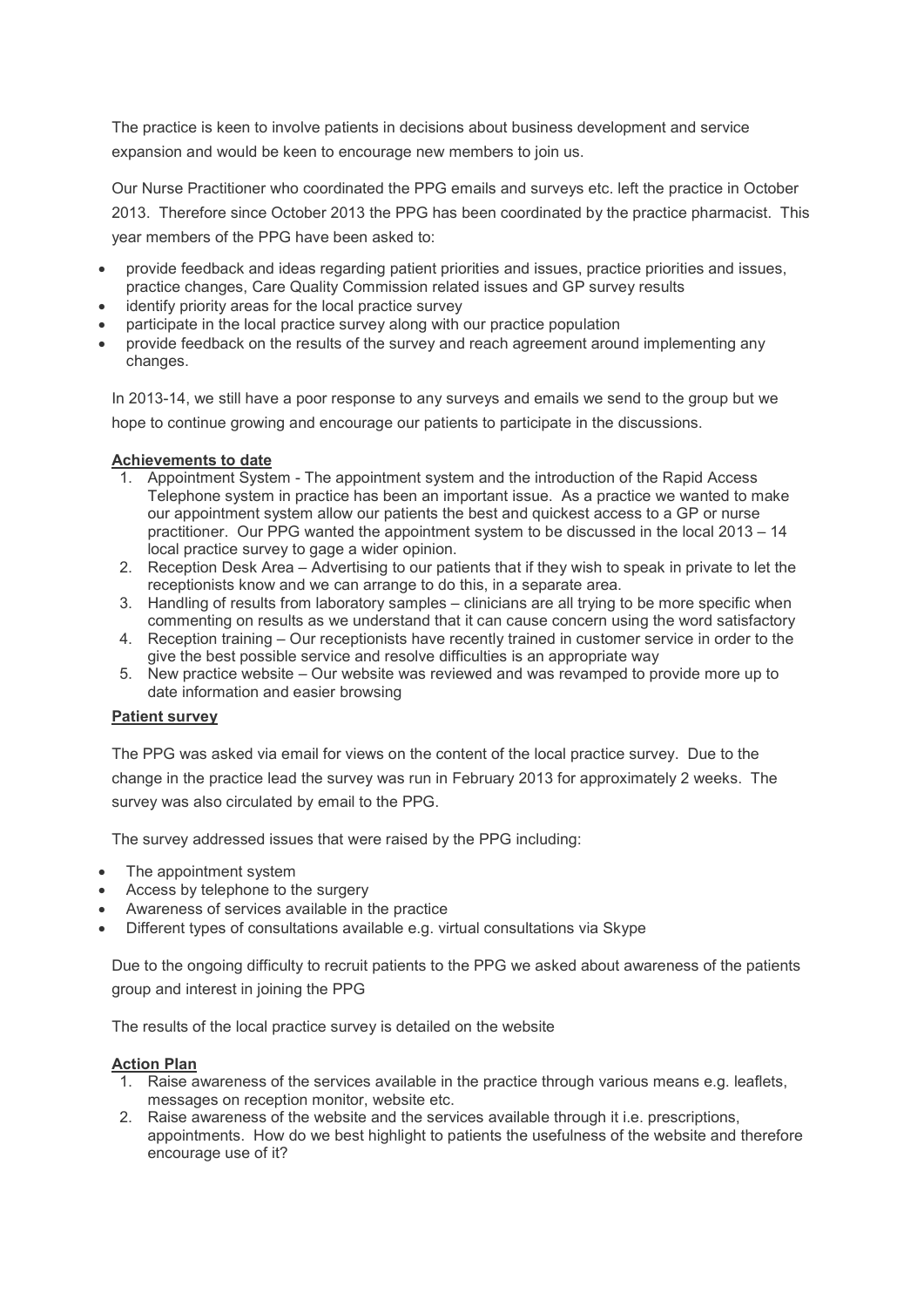The practice is keen to involve patients in decisions about business development and service expansion and would be keen to encourage new members to join us.

Our Nurse Practitioner who coordinated the PPG emails and surveys etc. left the practice in October 2013. Therefore since October 2013 the PPG has been coordinated by the practice pharmacist. This year members of the PPG have been asked to:

- provide feedback and ideas regarding patient priorities and issues, practice priorities and issues, practice changes, Care Quality Commission related issues and GP survey results
- identify priority areas for the local practice survey
- participate in the local practice survey along with our practice population
- provide feedback on the results of the survey and reach agreement around implementing any changes.

In 2013-14, we still have a poor response to any surveys and emails we send to the group but we hope to continue growing and encourage our patients to participate in the discussions.

**Achievements to date**

1. Appointment System - The appointment system and the introduction of the Rapid Access Telephone system in practice has been an important issue. As a practice we wanted to make our appointment system allow our patients the best and quickest access to a GP or nurse practitioner. Our PPG wanted the appointment system to be discussed in the local 2013 – 14 local practice survey to gage a wider opinion.
2. Reception Desk Area – Advertising to our patients that if they wish to speak in private to let the receptionists know and we can arrange to do this, in a separate area.
3. Handling of results from laboratory samples – clinicians are all trying to be more specific when commenting on results as we understand that it can cause concern using the word satisfactory
4. Reception training – Our receptionists have recently trained in customer service in order to the give the best possible service and resolve difficulties is an appropriate way
5. New practice website – Our website was reviewed and was revamped to provide more up to date information and easier browsing

**Patient survey**

The PPG was asked via email for views on the content of the local practice survey. Due to the change in the practice lead the survey was run in February 2013 for approximately 2 weeks. The survey was also circulated by email to the PPG.

The survey addressed issues that were raised by the PPG including:

- The appointment system
- Access by telephone to the surgery
- Awareness of services available in the practice
- Different types of consultations available e.g. virtual consultations via Skype

Due to the ongoing difficulty to recruit patients to the PPG we asked about awareness of the patients group and interest in joining the PPG

The results of the local practice survey is detailed on the website

**Action Plan**

1. Raise awareness of the services available in the practice through various means e.g. leaflets, messages on reception monitor, website etc.
2. Raise awareness of the website and the services available through it i.e. prescriptions, appointments. How do we best highlight to patients the usefulness of the website and therefore encourage use of it?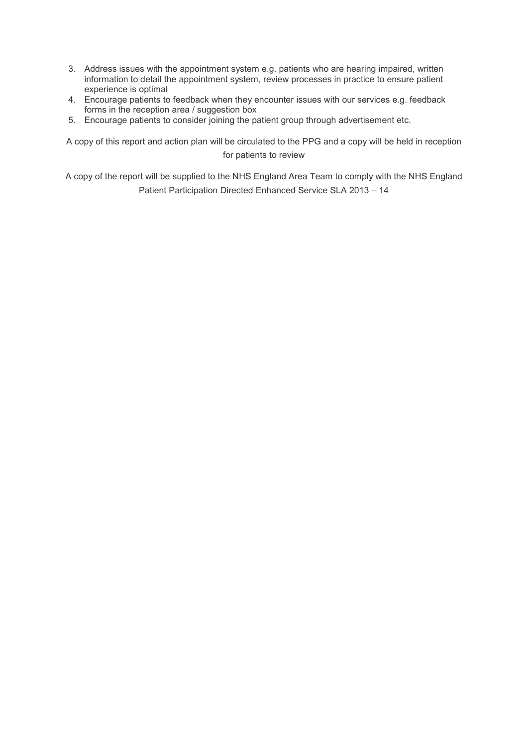3. Address issues with the appointment system e.g. patients who are hearing impaired, written information to detail the appointment system, review processes in practice to ensure patient experience is optimal
4. Encourage patients to feedback when they encounter issues with our services e.g. feedback forms in the reception area / suggestion box
5. Encourage patients to consider joining the patient group through advertisement etc.

A copy of this report and action plan will be circulated to the PPG and a copy will be held in reception for patients to review

A copy of the report will be supplied to the NHS England Area Team to comply with the NHS England Patient Participation Directed Enhanced Service SLA 2013 – 14